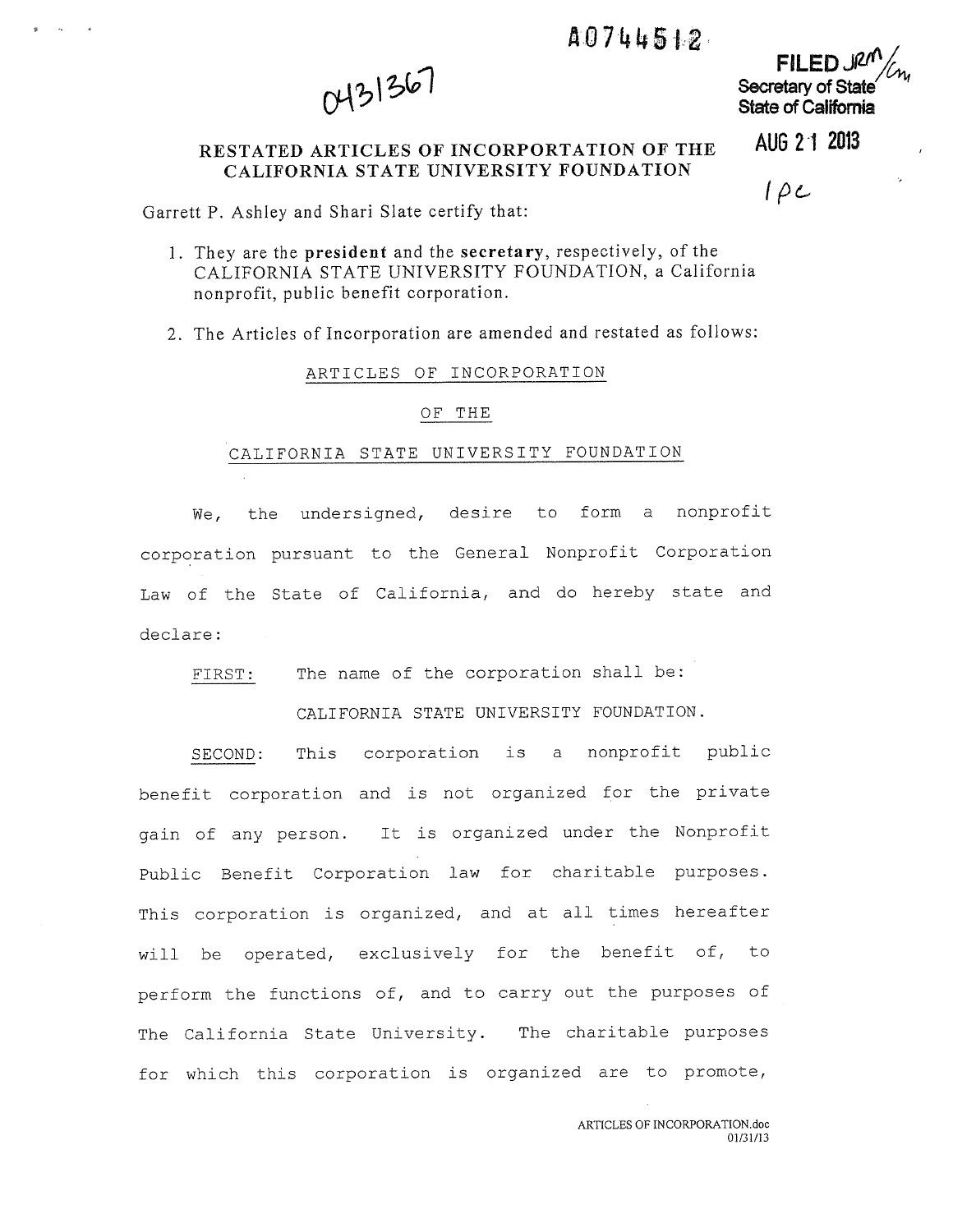A0744512

0431367

**FILED** JRM/CM
Secretary of State
State of California

AUG 21 2013

1 pc

# RESTATED ARTICLES OF INCORPORTATION OF THE CALIFORNIA STATE UNIVERSITY FOUNDATION

Garrett P. Ashley and Shari Slate certify that:

1. They are the **president** and the **secretary**, respectively, of the CALIFORNIA STATE UNIVERSITY FOUNDATION, a California nonprofit, public benefit corporation.
2. The Articles of Incorporation are amended and restated as follows:

## ARTICLES OF INCORPORATION

## OF THE

## CALIFORNIA STATE UNIVERSITY FOUNDATION

We, the undersigned, desire to form a nonprofit corporation pursuant to the General Nonprofit Corporation Law of the State of California, and do hereby state and declare:

FIRST: The name of the corporation shall be:

CALIFORNIA STATE UNIVERSITY FOUNDATION.

SECOND: This corporation is a nonprofit public benefit corporation and is not organized for the private gain of any person. It is organized under the Nonprofit Public Benefit Corporation law for charitable purposes. This corporation is organized, and at all times hereafter will be operated, exclusively for the benefit of, to perform the functions of, and to carry out the purposes of The California State University. The charitable purposes for which this corporation is organized are to promote,

ARTICLES OF INCORPORATION.doc
01/31/13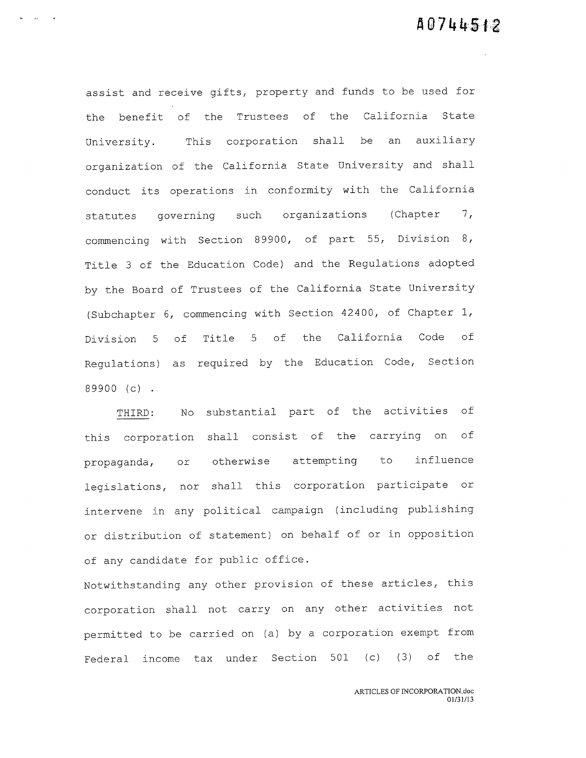assist and receive gifts, property and funds to be used for the benefit of the Trustees of the California State University. This corporation shall be an auxiliary organization of the California State University and shall conduct its operations in conformity with the California statutes governing such organizations (Chapter 7, commencing with Section 89900, of part 55, Division 8, Title 3 of the Education Code) and the Regulations adopted by the Board of Trustees of the California State University (Subchapter 6, commencing with Section 42400, of Chapter 1, Division 5 of Title 5 of the California Code of Regulations) as required by the Education Code, Section 89900 (c) .

<u>THIRD</u>: No substantial part of the activities of this corporation shall consist of the carrying on of propaganda, or otherwise attempting to influence legislations, nor shall this corporation participate or intervene in any political campaign (including publishing or distribution of statement) on behalf of or in opposition of any candidate for public office.

Notwithstanding any other provision of these articles, this corporation shall not carry on any other activities not permitted to be carried on (a) by a corporation exempt from Federal income tax under Section 501 (c) (3) of the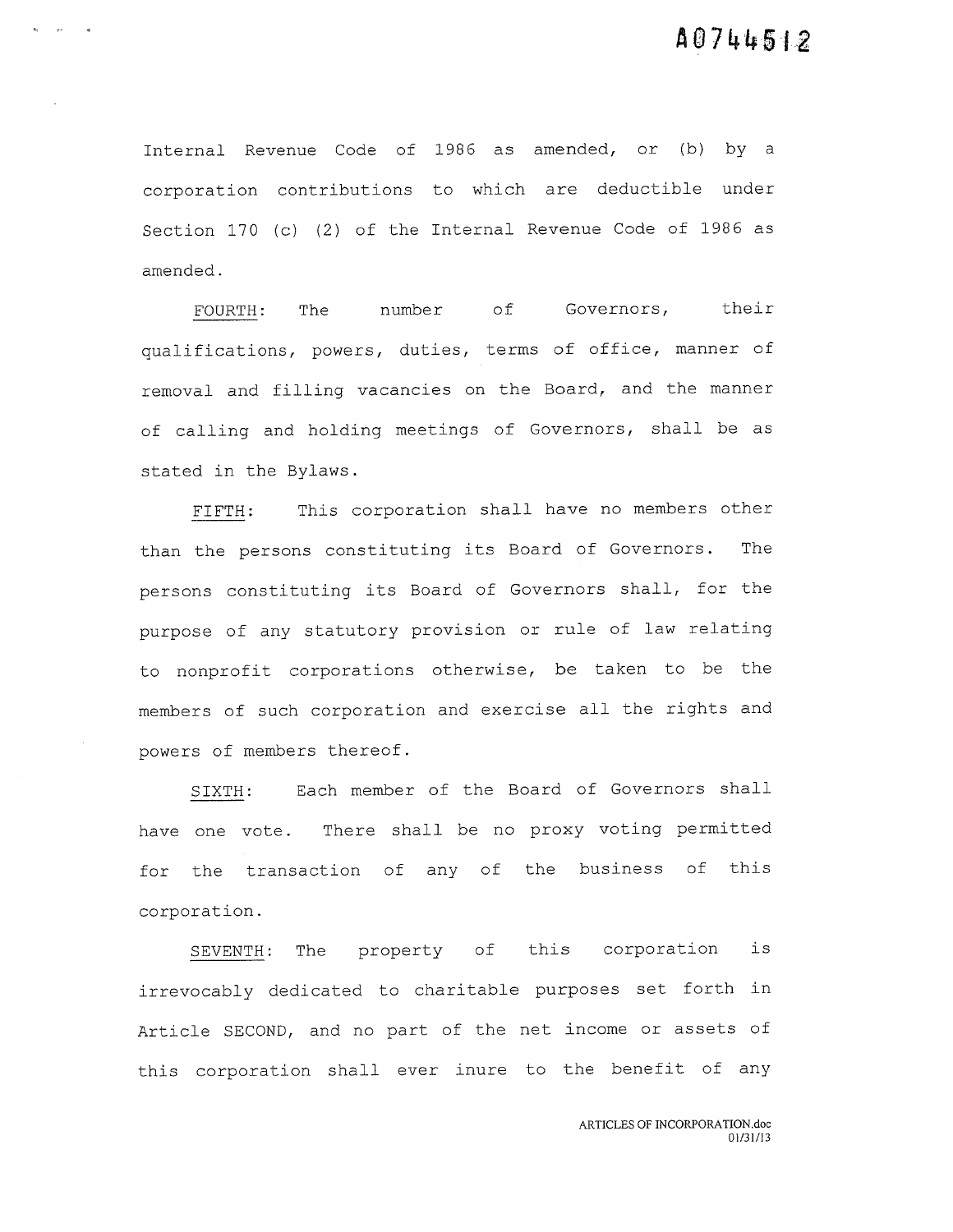Internal Revenue Code of 1986 as amended, or (b) by a corporation contributions to which are deductible under Section 170 (c) (2) of the Internal Revenue Code of 1986 as amended.

FOURTH: The number of Governors, their qualifications, powers, duties, terms of office, manner of removal and filling vacancies on the Board, and the manner of calling and holding meetings of Governors, shall be as stated in the Bylaws.

FIFTH: This corporation shall have no members other than the persons constituting its Board of Governors. The persons constituting its Board of Governors shall, for the purpose of any statutory provision or rule of law relating to nonprofit corporations otherwise, be taken to be the members of such corporation and exercise all the rights and powers of members thereof.

SIXTH: Each member of the Board of Governors shall have one vote. There shall be no proxy voting permitted for the transaction of any of the business of this corporation.

SEVENTH: The property of this corporation is irrevocably dedicated to charitable purposes set forth in Article SECOND, and no part of the net income or assets of this corporation shall ever inure to the benefit of any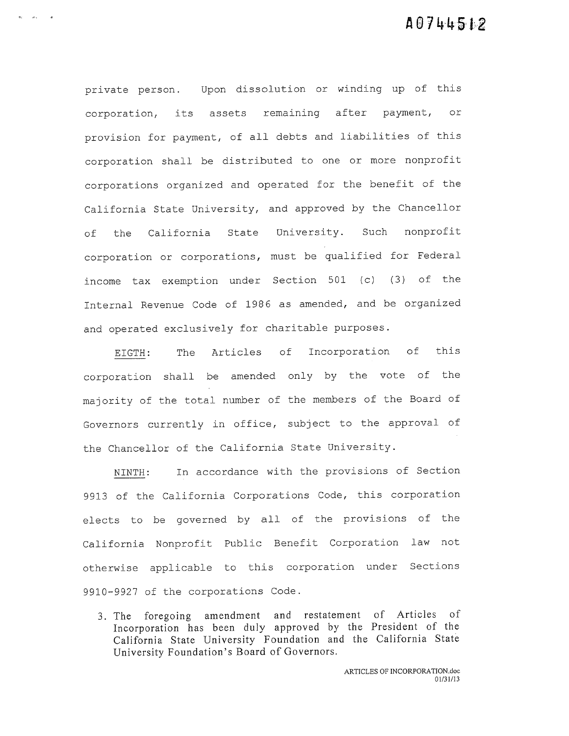private person. Upon dissolution or winding up of this corporation, its assets remaining after payment, or provision for payment, of all debts and liabilities of this corporation shall be distributed to one or more nonprofit corporations organized and operated for the benefit of the California State University, and approved by the Chancellor of the California State University. Such nonprofit corporation or corporations, must be qualified for Federal income tax exemption under Section 501 (c) (3) of the Internal Revenue Code of 1986 as amended, and be organized and operated exclusively for charitable purposes.

EIGTH: The Articles of Incorporation of this corporation shall be amended only by the vote of the majority of the total number of the members of the Board of Governors currently in office, subject to the approval of the Chancellor of the California State University.

NINTH: In accordance with the provisions of Section 9913 of the California Corporations Code, this corporation elects to be governed by all of the provisions of the California Nonprofit Public Benefit Corporation law not otherwise applicable to this corporation under Sections 9910-9927 of the corporations Code.

3. The foregoing amendment and restatement of Articles of Incorporation has been duly approved by the President of the California State University Foundation and the California State University Foundation's Board of Governors.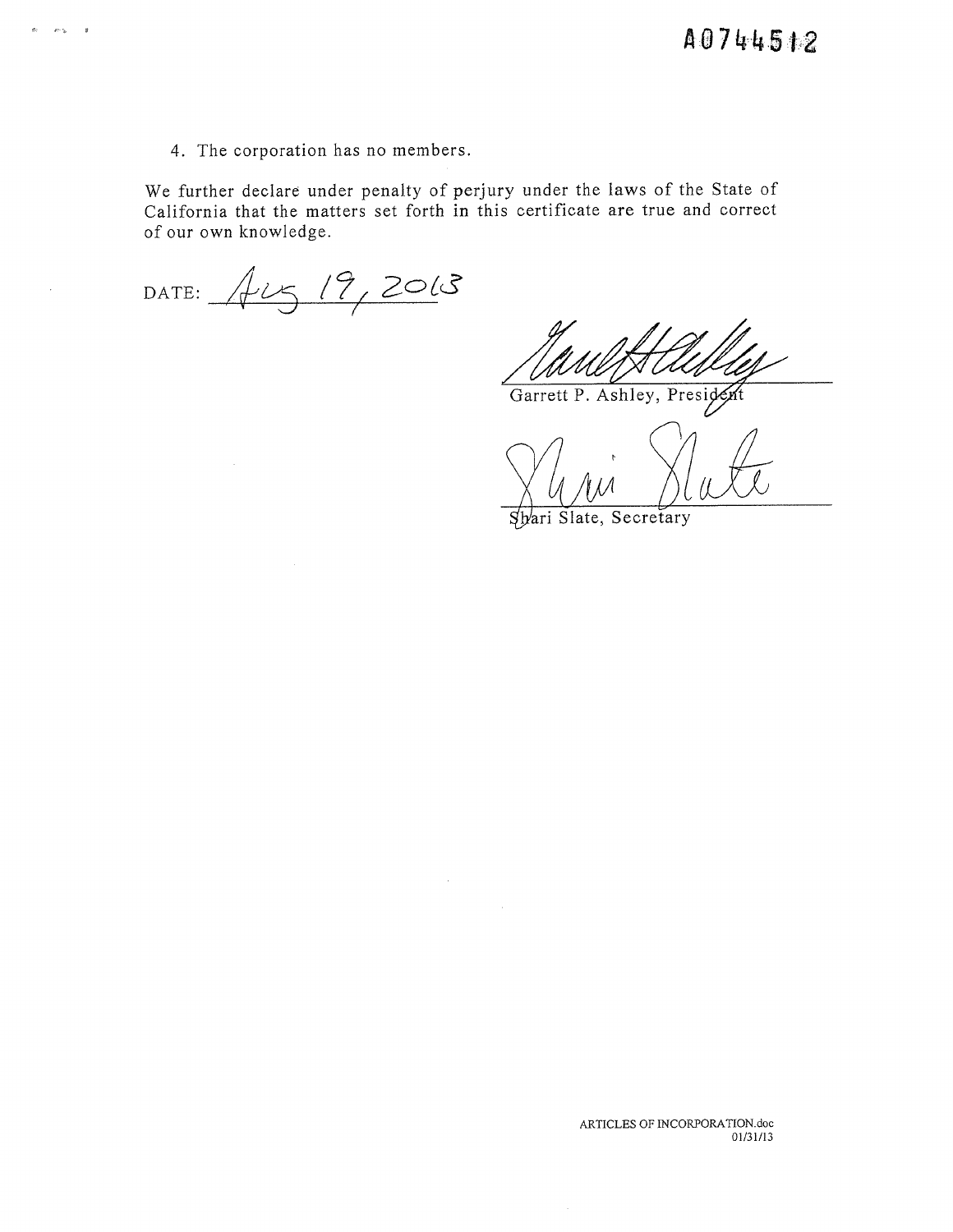A0744512

4. The corporation has no members.

We further declare under penalty of perjury under the laws of the State of California that the matters set forth in this certificate are true and correct of our own knowledge.

DATE: Aug 19, 2013

Garrett P. Ashley, President

Shari Slate, Secretary

ARTICLES OF INCORPORATION.doc
01/31/13